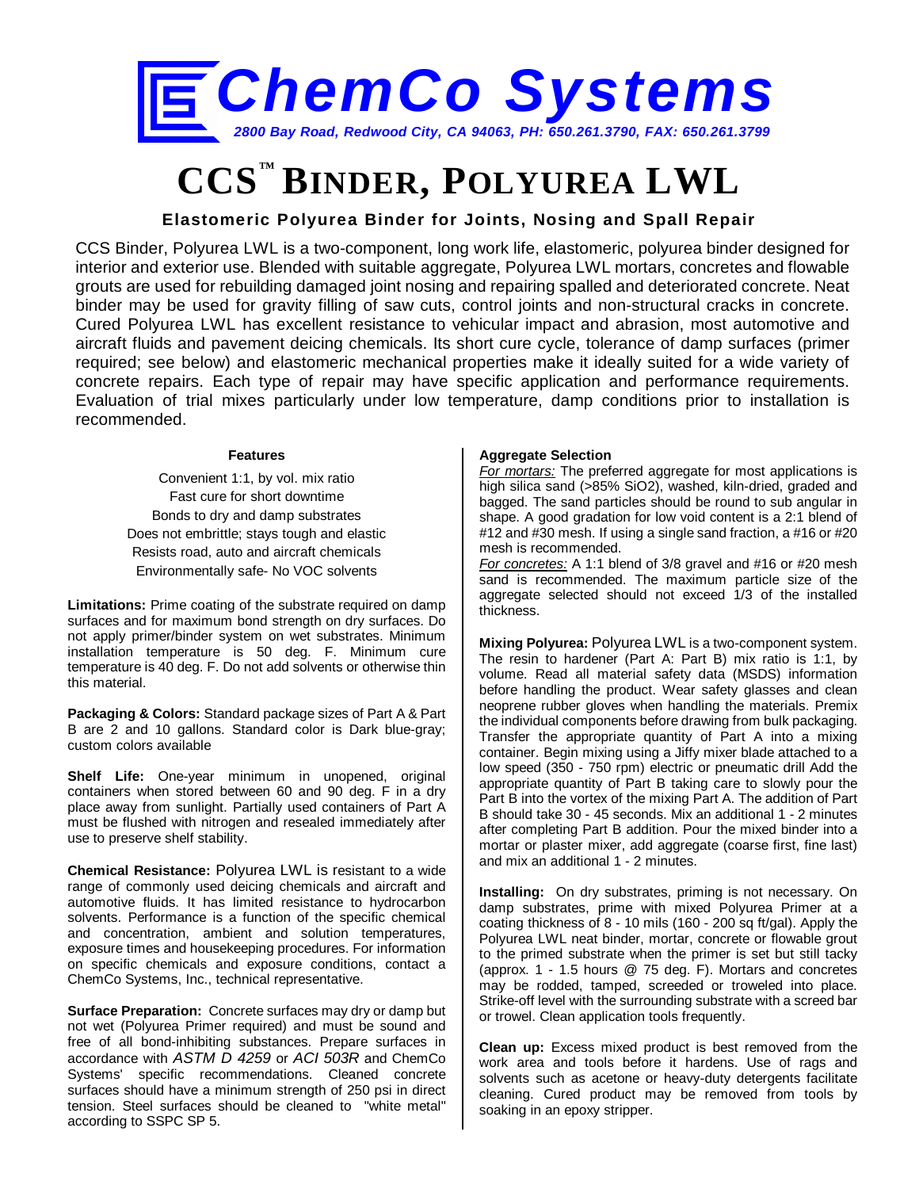# ChemCo Systems

*2800 Bay Road, Redwood City, CA 94063, PH: 650.261.3790, FAX: 650.261.3799*

# CCS™ BINDER, POLYUREA LWL

## Elastomeric Polyurea Binder for Joints, Nosing and Spall Repair

CCS Binder, Polyurea LWL is a two-component, long work life, elastomeric, polyurea binder designed for interior and exterior use. Blended with suitable aggregate, Polyurea LWL mortars, concretes and flowable grouts are used for rebuilding damaged joint nosing and repairing spalled and deteriorated concrete. Neat binder may be used for gravity filling of saw cuts, control joints and non-structural cracks in concrete. Cured Polyurea LWL has excellent resistance to vehicular impact and abrasion, most automotive and aircraft fluids and pavement deicing chemicals. Its short cure cycle, tolerance of damp surfaces (primer required; see below) and elastomeric mechanical properties make it ideally suited for a wide variety of concrete repairs. Each type of repair may have specific application and performance requirements. Evaluation of trial mixes particularly under low temperature, damp conditions prior to installation is recommended.

**Features**

- Convenient 1:1, by vol. mix ratio
- Fast cure for short downtime
- Bonds to dry and damp substrates
- Does not embrittle; stays tough and elastic
- Resists road, auto and aircraft chemicals
- Environmentally safe- No VOC solvents

**Limitations:** Prime coating of the substrate required on damp surfaces and for maximum bond strength on dry surfaces. Do not apply primer/binder system on wet substrates. Minimum installation temperature is 50 deg. F. Minimum cure temperature is 40 deg. F. Do not add solvents or otherwise thin this material.

**Packaging & Colors:** Standard package sizes of Part A & Part B are 2 and 10 gallons. Standard color is Dark blue-gray; custom colors available

**Shelf Life:** One-year minimum in unopened, original containers when stored between 60 and 90 deg. F in a dry place away from sunlight. Partially used containers of Part A must be flushed with nitrogen and resealed immediately after use to preserve shelf stability.

**Chemical Resistance:** Polyurea LWL is resistant to a wide range of commonly used deicing chemicals and aircraft and automotive fluids. It has limited resistance to hydrocarbon solvents. Performance is a function of the specific chemical and concentration, ambient and solution temperatures, exposure times and housekeeping procedures. For information on specific chemicals and exposure conditions, contact a ChemCo Systems, Inc., technical representative.

**Surface Preparation:** Concrete surfaces may dry or damp but not wet (Polyurea Primer required) and must be sound and free of all bond-inhibiting substances. Prepare surfaces in accordance with *ASTM D 4259* or *ACI 503R* and ChemCo Systems' specific recommendations. Cleaned concrete surfaces should have a minimum strength of 250 psi in direct tension. Steel surfaces should be cleaned to "white metal" according to SSPC SP 5.

**Aggregate Selection**

*For mortars:* The preferred aggregate for most applications is high silica sand (>85% $SiO_2$), washed, kiln-dried, graded and bagged. The sand particles should be round to sub angular in shape. A good gradation for low void content is a 2:1 blend of #12 and #30 mesh. If using a single sand fraction, a #16 or #20 mesh is recommended.

*For concretes:* A 1:1 blend of 3/8 gravel and #16 or #20 mesh sand is recommended. The maximum particle size of the aggregate selected should not exceed 1/3 of the installed thickness.

**Mixing Polyurea:** Polyurea LWL is a two-component system. The resin to hardener (Part A: Part B) mix ratio is 1:1, by volume. Read all material safety data (MSDS) information before handling the product. Wear safety glasses and clean neoprene rubber gloves when handling the materials. Premix the individual components before drawing from bulk packaging. Transfer the appropriate quantity of Part A into a mixing container. Begin mixing using a Jiffy mixer blade attached to a low speed (350 - 750 rpm) electric or pneumatic drill Add the appropriate quantity of Part B taking care to slowly pour the Part B into the vortex of the mixing Part A. The addition of Part B should take 30 - 45 seconds. Mix an additional 1 - 2 minutes after completing Part B addition. Pour the mixed binder into a mortar or plaster mixer, add aggregate (coarse first, fine last) and mix an additional 1 - 2 minutes.

**Installing:** On dry substrates, priming is not necessary. On damp substrates, prime with mixed Polyurea Primer at a coating thickness of 8 - 10 mils (160 - 200 sq ft/gal). Apply the Polyurea LWL neat binder, mortar, concrete or flowable grout to the primed substrate when the primer is set but still tacky (approx. 1 - 1.5 hours @ 75 deg. F). Mortars and concretes may be rodded, tamped, screeded or troweled into place. Strike-off level with the surrounding substrate with a screed bar or trowel. Clean application tools frequently.

**Clean up:** Excess mixed product is best removed from the work area and tools before it hardens. Use of rags and solvents such as acetone or heavy-duty detergents facilitate cleaning. Cured product may be removed from tools by soaking in an epoxy stripper.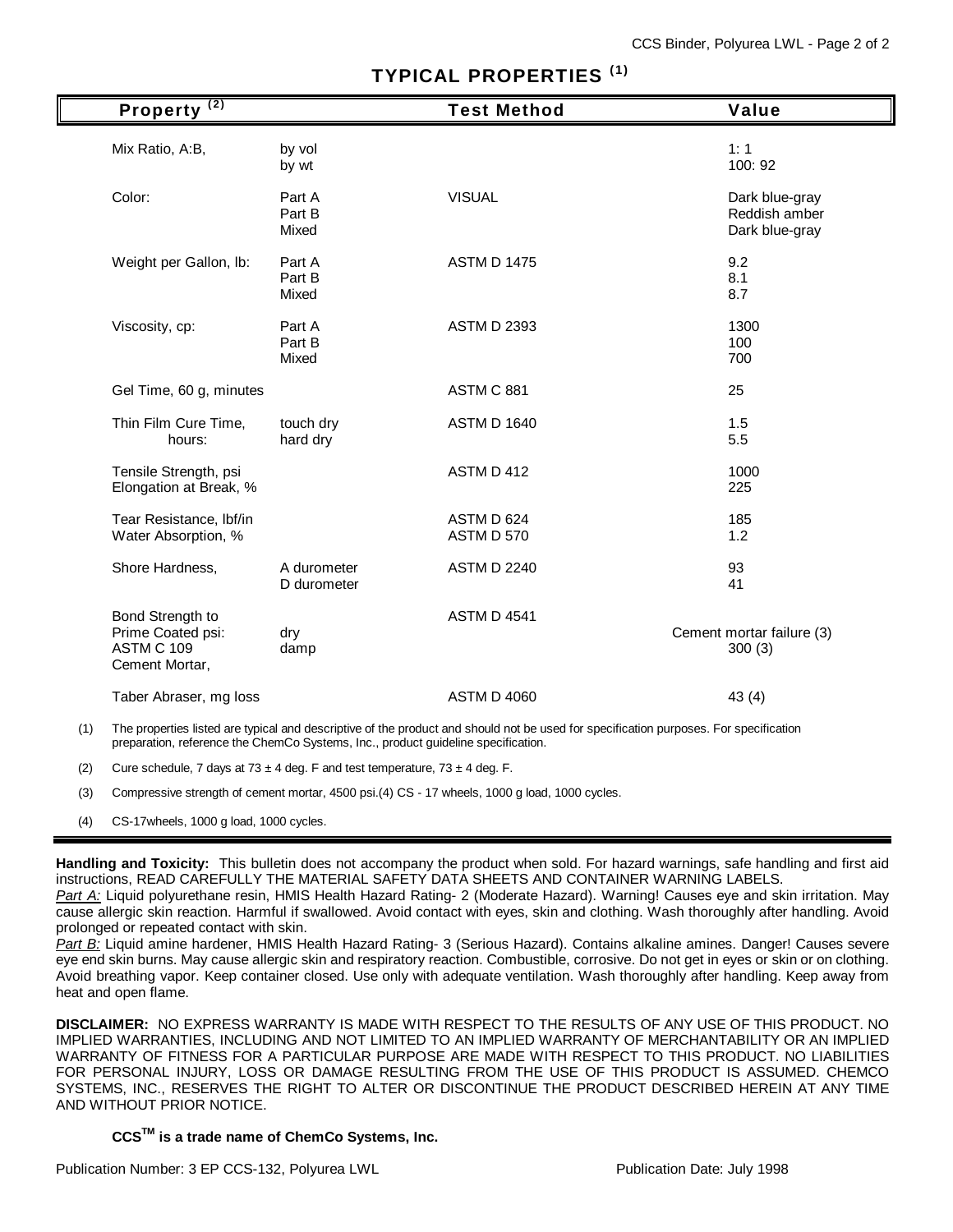## TYPICAL PROPERTIES [(1)]

| Property [(2)] | | Test Method | Value |
|---|---|---|---|
| Mix Ratio, A:B, | by vol<br>by wt | | 1: 1<br>100: 92 |
| Color: | Part A<br>Part B<br>Mixed | VISUAL | Dark blue-gray<br>Reddish amber<br>Dark blue-gray |
| Weight per Gallon, lb: | Part A<br>Part B<br>Mixed | ASTM D 1475 | 9.2<br>8.1<br>8.7 |
| Viscosity, cp: | Part A<br>Part B<br>Mixed | ASTM D 2393 | 1300<br>100<br>700 |
| Gel Time, 60 g, minutes | | ASTM C 881 | 25 |
| Thin Film Cure Time, hours: | touch dry<br>hard dry | ASTM D 1640 | 1.5<br>5.5 |
| Tensile Strength, psi<br>Elongation at Break, % | | ASTM D 412 | 1000<br>225 |
| Tear Resistance, lbf/in<br>Water Absorption, % | | ASTM D 624<br>ASTM D 570 | 185<br>1.2 |
| Shore Hardness, | A durometer<br>D durometer | ASTM D 2240 | 93<br>41 |
| Bond Strength to Prime Coated psi: ASTM C 109 Cement Mortar, | dry<br>damp | ASTM D 4541 | Cement mortar failure (3)<br>300 (3) |
| Taber Abraser, mg loss | | ASTM D 4060 | 43 (4) |

(1) The properties listed are typical and descriptive of the product and should not be used for specification purposes. For specification preparation, reference the ChemCo Systems, Inc., product guideline specification.

(2) Cure schedule, 7 days at 73 ± 4 deg. F and test temperature, 73 ± 4 deg. F.

(3) Compressive strength of cement mortar, 4500 psi.(4) CS - 17 wheels, 1000 g load, 1000 cycles.

(4) CS-17wheels, 1000 g load, 1000 cycles.

---

**Handling and Toxicity:** This bulletin does not accompany the product when sold. For hazard warnings, safe handling and first aid instructions, READ CAREFULLY THE MATERIAL SAFETY DATA SHEETS AND CONTAINER WARNING LABELS.

*Part A:* Liquid polyurethane resin, HMIS Health Hazard Rating- 2 (Moderate Hazard). Warning! Causes eye and skin irritation. May cause allergic skin reaction. Harmful if swallowed. Avoid contact with eyes, skin and clothing. Wash thoroughly after handling. Avoid prolonged or repeated contact with skin.

*Part B:* Liquid amine hardener, HMIS Health Hazard Rating- 3 (Serious Hazard). Contains alkaline amines. Danger! Causes severe eye end skin burns. May cause allergic skin and respiratory reaction. Combustible, corrosive. Do not get in eyes or skin or on clothing. Avoid breathing vapor. Keep container closed. Use only with adequate ventilation. Wash thoroughly after handling. Keep away from heat and open flame.

**DISCLAIMER:** NO EXPRESS WARRANTY IS MADE WITH RESPECT TO THE RESULTS OF ANY USE OF THIS PRODUCT. NO IMPLIED WARRANTIES, INCLUDING AND NOT LIMITED TO AN IMPLIED WARRANTY OF MERCHANTABILITY OR AN IMPLIED WARRANTY OF FITNESS FOR A PARTICULAR PURPOSE ARE MADE WITH RESPECT TO THIS PRODUCT. NO LIABILITIES FOR PERSONAL INJURY, LOSS OR DAMAGE RESULTING FROM THE USE OF THIS PRODUCT IS ASSUMED. CHEMCO SYSTEMS, INC., RESERVES THE RIGHT TO ALTER OR DISCONTINUE THE PRODUCT DESCRIBED HEREIN AT ANY TIME AND WITHOUT PRIOR NOTICE.

**CCS™ is a trade name of ChemCo Systems, Inc.**

Publication Number: 3 EP CCS-132, Polyurea LWL

Publication Date: July 1998